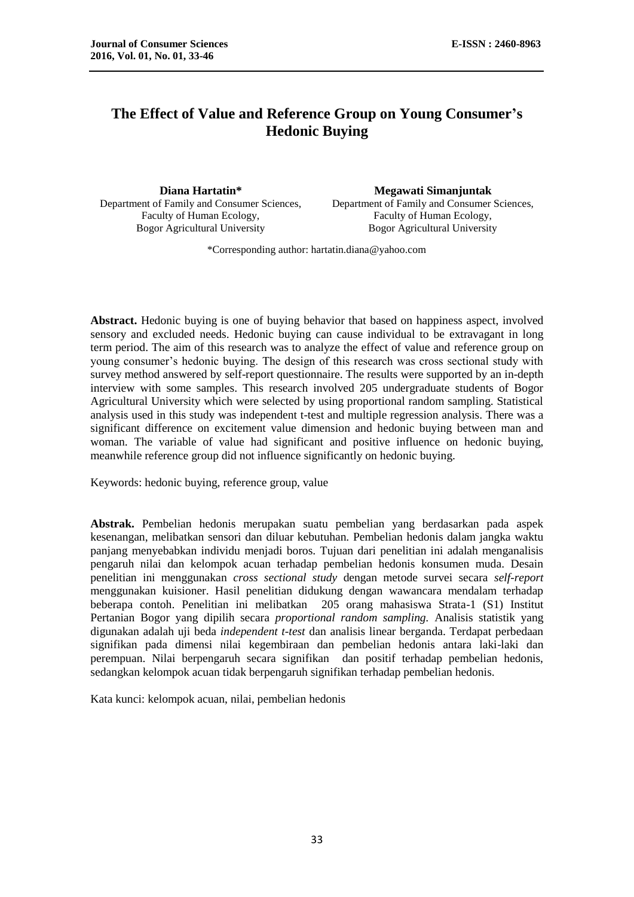# The Effect of Value and Reference Group on Young Consumer's Hedonic Buying

**Diana Hartatin***
Department of Family and Consumer Sciences,
Faculty of Human Ecology,
Bogor Agricultural University

**Megawati Simanjuntak**
Department of Family and Consumer Sciences,
Faculty of Human Ecology,
Bogor Agricultural University

*Corresponding author: hartatin.diana@yahoo.com

**Abstract.** Hedonic buying is one of buying behavior that based on happiness aspect, involved sensory and excluded needs. Hedonic buying can cause individual to be extravagant in long term period. The aim of this research was to analyze the effect of value and reference group on young consumer's hedonic buying. The design of this research was cross sectional study with survey method answered by self-report questionnaire. The results were supported by an in-depth interview with some samples. This research involved 205 undergraduate students of Bogor Agricultural University which were selected by using proportional random sampling. Statistical analysis used in this study was independent t-test and multiple regression analysis. There was a significant difference on excitement value dimension and hedonic buying between man and woman. The variable of value had significant and positive influence on hedonic buying, meanwhile reference group did not influence significantly on hedonic buying.

Keywords: hedonic buying, reference group, value

**Abstrak.** Pembelian hedonis merupakan suatu pembelian yang berdasarkan pada aspek kesenangan, melibatkan sensori dan diluar kebutuhan. Pembelian hedonis dalam jangka waktu panjang menyebabkan individu menjadi boros. Tujuan dari penelitian ini adalah menganalisis pengaruh nilai dan kelompok acuan terhadap pembelian hedonis konsumen muda. Desain penelitian ini menggunakan *cross sectional study* dengan metode survei secara *self-report* menggunakan kuisioner. Hasil penelitian didukung dengan wawancara mendalam terhadap beberapa contoh. Penelitian ini melibatkan 205 orang mahasiswa Strata-1 (S1) Institut Pertanian Bogor yang dipilih secara *proportional random sampling.* Analisis statistik yang digunakan adalah uji beda *independent t-test* dan analisis linear berganda. Terdapat perbedaan signifikan pada dimensi nilai kegembiraan dan pembelian hedonis antara laki-laki dan perempuan. Nilai berpengaruh secara signifikan dan positif terhadap pembelian hedonis, sedangkan kelompok acuan tidak berpengaruh signifikan terhadap pembelian hedonis.

Kata kunci: kelompok acuan, nilai, pembelian hedonis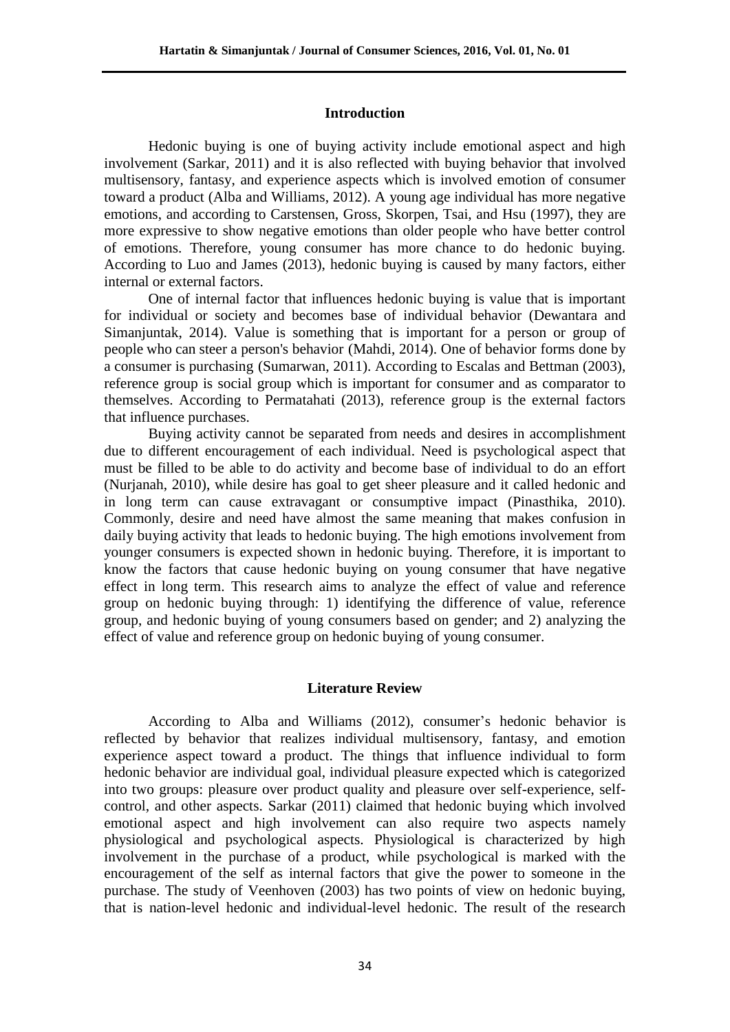## Introduction

Hedonic buying is one of buying activity include emotional aspect and high involvement (Sarkar, 2011) and it is also reflected with buying behavior that involved multisensory, fantasy, and experience aspects which is involved emotion of consumer toward a product (Alba and Williams, 2012). A young age individual has more negative emotions, and according to Carstensen, Gross, Skorpen, Tsai, and Hsu (1997), they are more expressive to show negative emotions than older people who have better control of emotions. Therefore, young consumer has more chance to do hedonic buying. According to Luo and James (2013), hedonic buying is caused by many factors, either internal or external factors.

One of internal factor that influences hedonic buying is value that is important for individual or society and becomes base of individual behavior (Dewantara and Simanjuntak, 2014). Value is something that is important for a person or group of people who can steer a person's behavior (Mahdi, 2014). One of behavior forms done by a consumer is purchasing (Sumarwan, 2011). According to Escalas and Bettman (2003), reference group is social group which is important for consumer and as comparator to themselves. According to Permatahati (2013), reference group is the external factors that influence purchases.

Buying activity cannot be separated from needs and desires in accomplishment due to different encouragement of each individual. Need is psychological aspect that must be filled to be able to do activity and become base of individual to do an effort (Nurjanah, 2010), while desire has goal to get sheer pleasure and it called hedonic and in long term can cause extravagant or consumptive impact (Pinasthika, 2010). Commonly, desire and need have almost the same meaning that makes confusion in daily buying activity that leads to hedonic buying. The high emotions involvement from younger consumers is expected shown in hedonic buying. Therefore, it is important to know the factors that cause hedonic buying on young consumer that have negative effect in long term. This research aims to analyze the effect of value and reference group on hedonic buying through: 1) identifying the difference of value, reference group, and hedonic buying of young consumers based on gender; and 2) analyzing the effect of value and reference group on hedonic buying of young consumer.

## Literature Review

According to Alba and Williams (2012), consumer's hedonic behavior is reflected by behavior that realizes individual multisensory, fantasy, and emotion experience aspect toward a product. The things that influence individual to form hedonic behavior are individual goal, individual pleasure expected which is categorized into two groups: pleasure over product quality and pleasure over self-experience, self-control, and other aspects. Sarkar (2011) claimed that hedonic buying which involved emotional aspect and high involvement can also require two aspects namely physiological and psychological aspects. Physiological is characterized by high involvement in the purchase of a product, while psychological is marked with the encouragement of the self as internal factors that give the power to someone in the purchase. The study of Veenhoven (2003) has two points of view on hedonic buying, that is nation-level hedonic and individual-level hedonic. The result of the research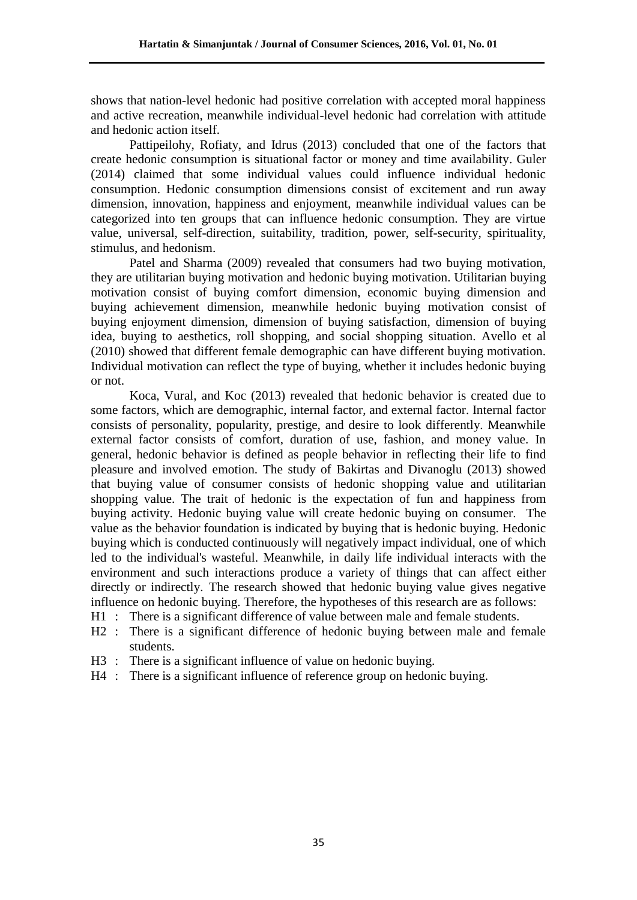shows that nation-level hedonic had positive correlation with accepted moral happiness and active recreation, meanwhile individual-level hedonic had correlation with attitude and hedonic action itself.

Pattipeilohy, Rofiaty, and Idrus (2013) concluded that one of the factors that create hedonic consumption is situational factor or money and time availability. Guler (2014) claimed that some individual values could influence individual hedonic consumption. Hedonic consumption dimensions consist of excitement and run away dimension, innovation, happiness and enjoyment, meanwhile individual values can be categorized into ten groups that can influence hedonic consumption. They are virtue value, universal, self-direction, suitability, tradition, power, self-security, spirituality, stimulus, and hedonism.

Patel and Sharma (2009) revealed that consumers had two buying motivation, they are utilitarian buying motivation and hedonic buying motivation. Utilitarian buying motivation consist of buying comfort dimension, economic buying dimension and buying achievement dimension, meanwhile hedonic buying motivation consist of buying enjoyment dimension, dimension of buying satisfaction, dimension of buying idea, buying to aesthetics, roll shopping, and social shopping situation. Avello et al (2010) showed that different female demographic can have different buying motivation. Individual motivation can reflect the type of buying, whether it includes hedonic buying or not.

Koca, Vural, and Koc (2013) revealed that hedonic behavior is created due to some factors, which are demographic, internal factor, and external factor. Internal factor consists of personality, popularity, prestige, and desire to look differently. Meanwhile external factor consists of comfort, duration of use, fashion, and money value. In general, hedonic behavior is defined as people behavior in reflecting their life to find pleasure and involved emotion. The study of Bakirtas and Divanoglu (2013) showed that buying value of consumer consists of hedonic shopping value and utilitarian shopping value. The trait of hedonic is the expectation of fun and happiness from buying activity. Hedonic buying value will create hedonic buying on consumer. The value as the behavior foundation is indicated by buying that is hedonic buying. Hedonic buying which is conducted continuously will negatively impact individual, one of which led to the individual's wasteful. Meanwhile, in daily life individual interacts with the environment and such interactions produce a variety of things that can affect either directly or indirectly. The research showed that hedonic buying value gives negative influence on hedonic buying. Therefore, the hypotheses of this research are as follows:

H1 : There is a significant difference of value between male and female students.

H2 : There is a significant difference of hedonic buying between male and female students.

H3 : There is a significant influence of value on hedonic buying.

H4 : There is a significant influence of reference group on hedonic buying.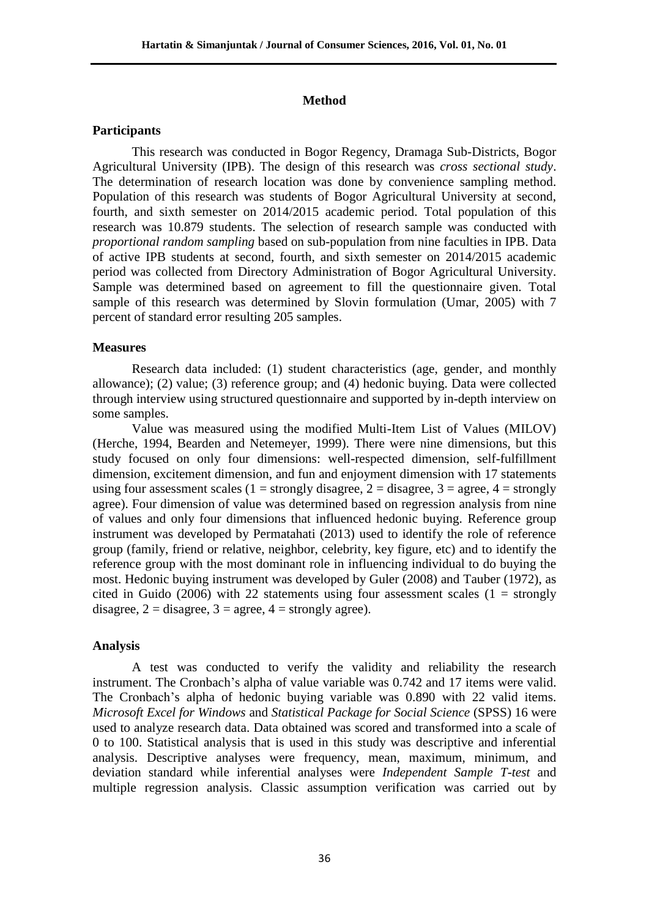## Method

### Participants

This research was conducted in Bogor Regency, Dramaga Sub-Districts, Bogor Agricultural University (IPB). The design of this research was *cross sectional study*. The determination of research location was done by convenience sampling method. Population of this research was students of Bogor Agricultural University at second, fourth, and sixth semester on 2014/2015 academic period. Total population of this research was 10.879 students. The selection of research sample was conducted with *proportional random sampling* based on sub-population from nine faculties in IPB. Data of active IPB students at second, fourth, and sixth semester on 2014/2015 academic period was collected from Directory Administration of Bogor Agricultural University. Sample was determined based on agreement to fill the questionnaire given. Total sample of this research was determined by Slovin formulation (Umar, 2005) with 7 percent of standard error resulting 205 samples.

### Measures

Research data included: (1) student characteristics (age, gender, and monthly allowance); (2) value; (3) reference group; and (4) hedonic buying. Data were collected through interview using structured questionnaire and supported by in-depth interview on some samples.

Value was measured using the modified Multi-Item List of Values (MILOV) (Herche, 1994, Bearden and Netemeyer, 1999). There were nine dimensions, but this study focused on only four dimensions: well-respected dimension, self-fulfillment dimension, excitement dimension, and fun and enjoyment dimension with 17 statements using four assessment scales (1 = strongly disagree, 2 = disagree, 3 = agree, 4 = strongly agree). Four dimension of value was determined based on regression analysis from nine of values and only four dimensions that influenced hedonic buying. Reference group instrument was developed by Permatahati (2013) used to identify the role of reference group (family, friend or relative, neighbor, celebrity, key figure, etc) and to identify the reference group with the most dominant role in influencing individual to do buying the most. Hedonic buying instrument was developed by Guler (2008) and Tauber (1972), as cited in Guido (2006) with 22 statements using four assessment scales (1 = strongly disagree, 2 = disagree, 3 = agree, 4 = strongly agree).

### Analysis

A test was conducted to verify the validity and reliability the research instrument. The Cronbach's alpha of value variable was 0.742 and 17 items were valid. The Cronbach's alpha of hedonic buying variable was 0.890 with 22 valid items. *Microsoft Excel for Windows* and *Statistical Package for Social Science* (SPSS) 16 were used to analyze research data. Data obtained was scored and transformed into a scale of 0 to 100. Statistical analysis that is used in this study was descriptive and inferential analysis. Descriptive analyses were frequency, mean, maximum, minimum, and deviation standard while inferential analyses were *Independent Sample T-test* and multiple regression analysis. Classic assumption verification was carried out by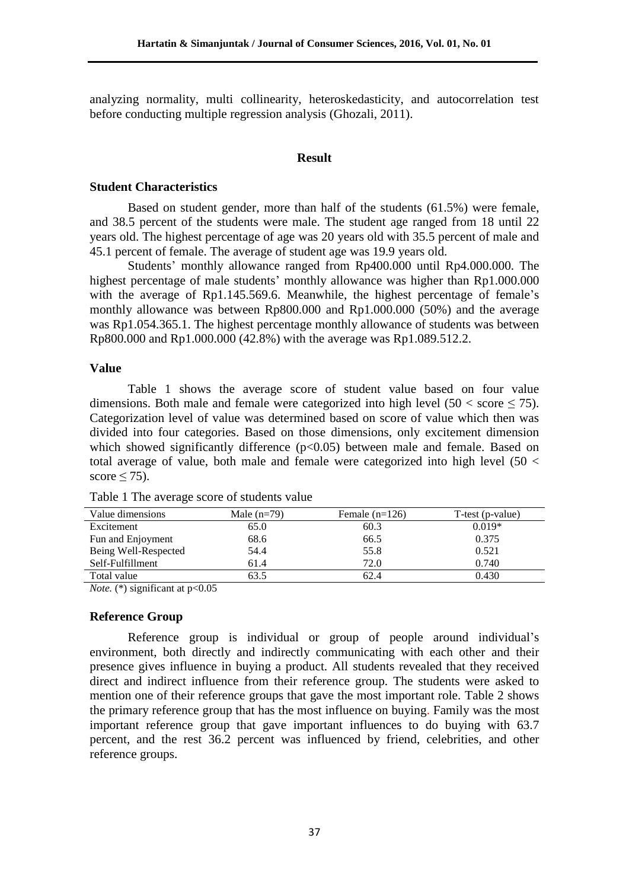analyzing normality, multi collinearity, heteroskedasticity, and autocorrelation test before conducting multiple regression analysis (Ghozali, 2011).

## Result

### Student Characteristics

Based on student gender, more than half of the students (61.5%) were female, and 38.5 percent of the students were male. The student age ranged from 18 until 22 years old. The highest percentage of age was 20 years old with 35.5 percent of male and 45.1 percent of female. The average of student age was 19.9 years old.

Students' monthly allowance ranged from Rp400.000 until Rp4.000.000. The highest percentage of male students' monthly allowance was higher than Rp1.000.000 with the average of Rp1.145.569.6. Meanwhile, the highest percentage of female's monthly allowance was between Rp800.000 and Rp1.000.000 (50%) and the average was Rp1.054.365.1. The highest percentage monthly allowance of students was between Rp800.000 and Rp1.000.000 (42.8%) with the average was Rp1.089.512.2.

### Value

Table 1 shows the average score of student value based on four value dimensions. Both male and female were categorized into high level ($50 < \text{score} \leq 75$). Categorization level of value was determined based on score of value which then was divided into four categories. Based on those dimensions, only excitement dimension which showed significantly difference ($p<0.05$) between male and female. Based on total average of value, both male and female were categorized into high level ($50 < \text{score} \leq 75$).

Table 1 The average score of students value

| Value dimensions | Male (n=79) | Female (n=126) | T-test (p-value) |
|---|---|---|---|
| Excitement | 65.0 | 60.3 | 0.019* |
| Fun and Enjoyment | 68.6 | 66.5 | 0.375 |
| Being Well-Respected | 54.4 | 55.8 | 0.521 |
| Self-Fulfillment | 61.4 | 72.0 | 0.740 |
| Total value | 63.5 | 62.4 | 0.430 |

*Note.* (*) significant at $p<0.05$

### Reference Group

Reference group is individual or group of people around individual's environment, both directly and indirectly communicating with each other and their presence gives influence in buying a product. All students revealed that they received direct and indirect influence from their reference group. The students were asked to mention one of their reference groups that gave the most important role. Table 2 shows the primary reference group that has the most influence on buying. Family was the most important reference group that gave important influences to do buying with 63.7 percent, and the rest 36.2 percent was influenced by friend, celebrities, and other reference groups.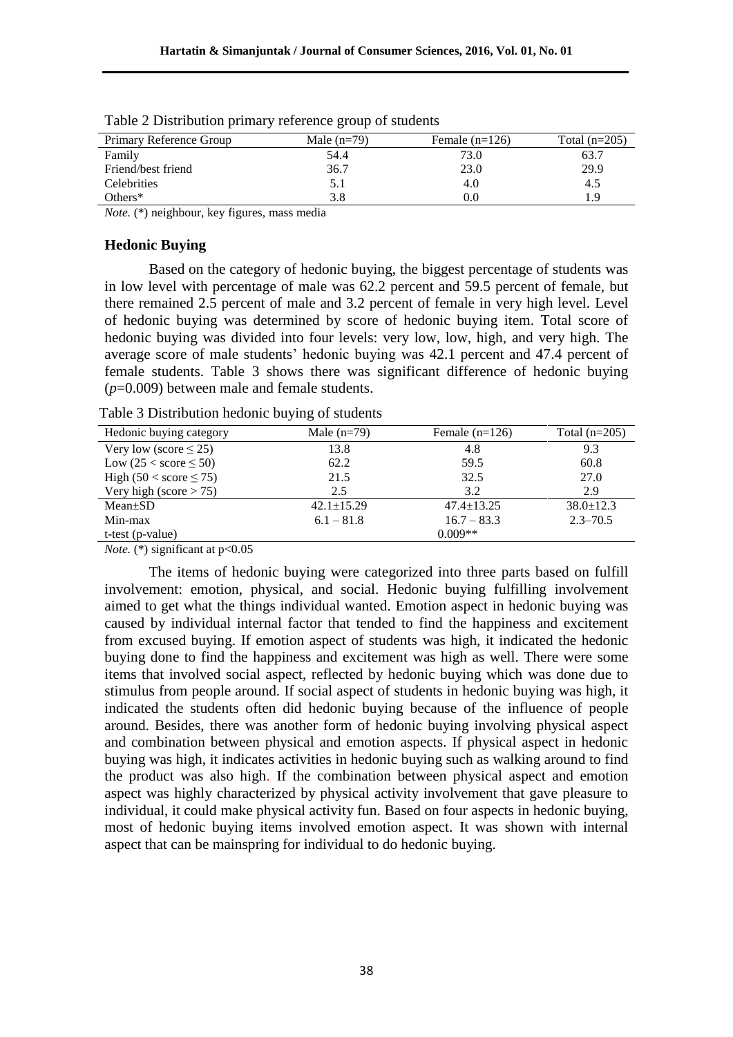Table 2 Distribution primary reference group of students

| Primary Reference Group | Male (n=79) | Female (n=126) | Total (n=205) |
|---|---|---|---|
| Family | 54.4 | 73.0 | 63.7 |
| Friend/best friend | 36.7 | 23.0 | 29.9 |
| Celebrities | 5.1 | 4.0 | 4.5 |
| Others* | 3.8 | 0.0 | 1.9 |

*Note.* (*) neighbour, key figures, mass media

## Hedonic Buying

Based on the category of hedonic buying, the biggest percentage of students was in low level with percentage of male was 62.2 percent and 59.5 percent of female, but there remained 2.5 percent of male and 3.2 percent of female in very high level. Level of hedonic buying was determined by score of hedonic buying item. Total score of hedonic buying was divided into four levels: very low, low, high, and very high. The average score of male students' hedonic buying was 42.1 percent and 47.4 percent of female students. Table 3 shows there was significant difference of hedonic buying ($p$=0.009) between male and female students.

Table 3 Distribution hedonic buying of students

| Hedonic buying category | Male (n=79) | Female (n=126) | Total (n=205) |
|---|---|---|---|
| Very low (score $\leq$ 25) | 13.8 | 4.8 | 9.3 |
| Low (25 < score $\leq$ 50) | 62.2 | 59.5 | 60.8 |
| High (50 < score $\leq$ 75) | 21.5 | 32.5 | 27.0 |
| Very high (score > 75) | 2.5 | 3.2 | 2.9 |
| Mean±SD | 42.1±15.29 | 47.4±13.25 | 38.0±12.3 |
| Min-max | 6.1 – 81.8 | 16.7 – 83.3 | 2.3–70.5 |
| t-test (p-value) | | 0.009** | |

*Note.* (*) significant at p<0.05

The items of hedonic buying were categorized into three parts based on fulfill involvement: emotion, physical, and social. Hedonic buying fulfilling involvement aimed to get what the things individual wanted. Emotion aspect in hedonic buying was caused by individual internal factor that tended to find the happiness and excitement from excused buying. If emotion aspect of students was high, it indicated the hedonic buying done to find the happiness and excitement was high as well. There were some items that involved social aspect, reflected by hedonic buying which was done due to stimulus from people around. If social aspect of students in hedonic buying was high, it indicated the students often did hedonic buying because of the influence of people around. Besides, there was another form of hedonic buying involving physical aspect and combination between physical and emotion aspects. If physical aspect in hedonic buying was high, it indicates activities in hedonic buying such as walking around to find the product was also high. If the combination between physical aspect and emotion aspect was highly characterized by physical activity involvement that gave pleasure to individual, it could make physical activity fun. Based on four aspects in hedonic buying, most of hedonic buying items involved emotion aspect. It was shown with internal aspect that can be mainspring for individual to do hedonic buying.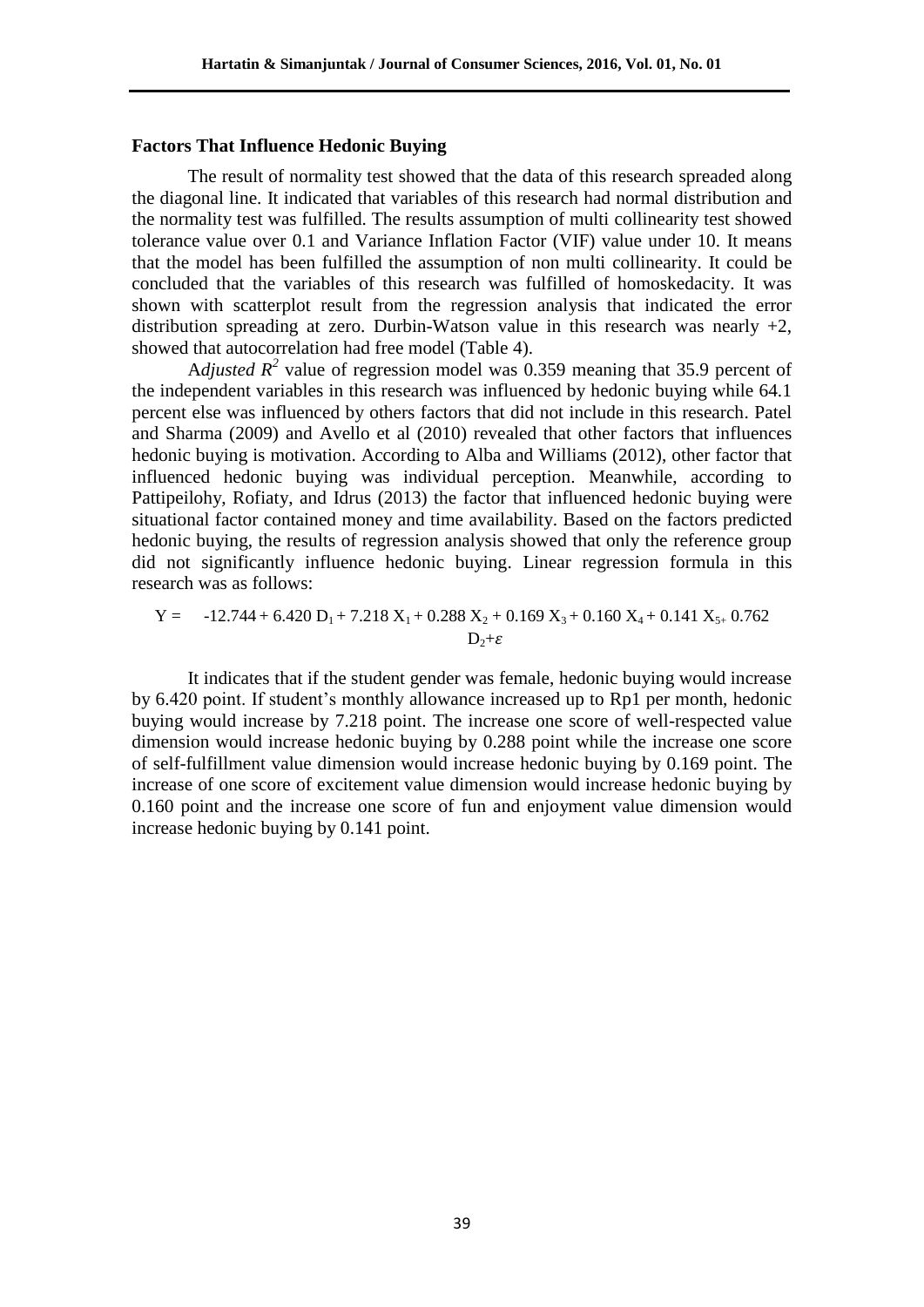### Factors That Influence Hedonic Buying

The result of normality test showed that the data of this research spreaded along the diagonal line. It indicated that variables of this research had normal distribution and the normality test was fulfilled. The results assumption of multi collinearity test showed tolerance value over 0.1 and Variance Inflation Factor (VIF) value under 10. It means that the model has been fulfilled the assumption of non multi collinearity. It could be concluded that the variables of this research was fulfilled of homoskedacity. It was shown with scatterplot result from the regression analysis that indicated the error distribution spreading at zero. Durbin-Watson value in this research was nearly +2, showed that autocorrelation had free model (Table 4).

A*djusted* $R^2$ value of regression model was 0.359 meaning that 35.9 percent of the independent variables in this research was influenced by hedonic buying while 64.1 percent else was influenced by others factors that did not include in this research. Patel and Sharma (2009) and Avello et al (2010) revealed that other factors that influences hedonic buying is motivation. According to Alba and Williams (2012), other factor that influenced hedonic buying was individual perception. Meanwhile, according to Pattipeilohy, Rofiaty, and Idrus (2013) the factor that influenced hedonic buying were situational factor contained money and time availability. Based on the factors predicted hedonic buying, the results of regression analysis showed that only the reference group did not significantly influence hedonic buying. Linear regression formula in this research was as follows:

$$Y = -12.744 + 6.420\, D_1 + 7.218\, X_1 + 0.288\, X_2 + 0.169\, X_3 + 0.160\, X_4 + 0.141\, X_{5+}\ 0.762\, D_2 + \varepsilon$$

It indicates that if the student gender was female, hedonic buying would increase by 6.420 point. If student's monthly allowance increased up to Rp1 per month, hedonic buying would increase by 7.218 point. The increase one score of well-respected value dimension would increase hedonic buying by 0.288 point while the increase one score of self-fulfillment value dimension would increase hedonic buying by 0.169 point. The increase of one score of excitement value dimension would increase hedonic buying by 0.160 point and the increase one score of fun and enjoyment value dimension would increase hedonic buying by 0.141 point.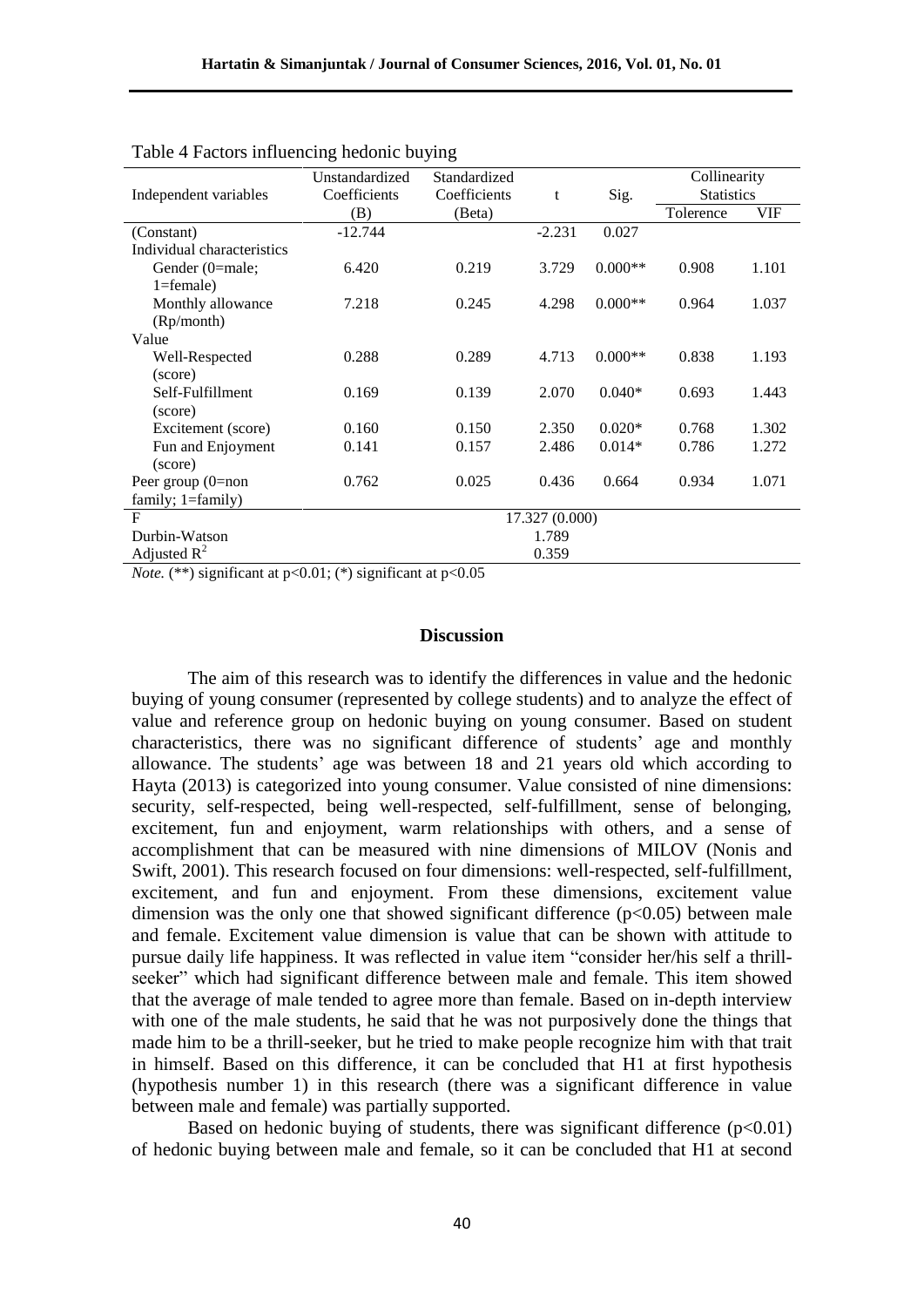Table 4 Factors influencing hedonic buying

| Independent variables | Unstandardized Coefficients (B) | Standardized Coefficients (Beta) | t | Sig. | Collinearity Statistics | |
|---|---|---|---|---|---|---|
| | | | | | Tolerence | VIF |
| (Constant) | -12.744 | | -2.231 | 0.027 | | |
| Individual characteristics | | | | | | |
| Gender (0=male; 1=female) | 6.420 | 0.219 | 3.729 | 0.000** | 0.908 | 1.101 |
| Monthly allowance (Rp/month) | 7.218 | 0.245 | 4.298 | 0.000** | 0.964 | 1.037 |
| Value | | | | | | |
| Well-Respected (score) | 0.288 | 0.289 | 4.713 | 0.000** | 0.838 | 1.193 |
| Self-Fulfillment (score) | 0.169 | 0.139 | 2.070 | 0.040* | 0.693 | 1.443 |
| Excitement (score) | 0.160 | 0.150 | 2.350 | 0.020* | 0.768 | 1.302 |
| Fun and Enjoyment (score) | 0.141 | 0.157 | 2.486 | 0.014* | 0.786 | 1.272 |
| Peer group (0=non family; 1=family) | 0.762 | 0.025 | 0.436 | 0.664 | 0.934 | 1.071 |
| F | 17.327 (0.000) | | | | | |
| Durbin-Watson | 1.789 | | | | | |
| Adjusted $R^2$ | 0.359 | | | | | |

*Note.* (**) significant at $p<0.01$; (*) significant at $p<0.05$

## Discussion

The aim of this research was to identify the differences in value and the hedonic buying of young consumer (represented by college students) and to analyze the effect of value and reference group on hedonic buying on young consumer. Based on student characteristics, there was no significant difference of students' age and monthly allowance. The students' age was between 18 and 21 years old which according to Hayta (2013) is categorized into young consumer. Value consisted of nine dimensions: security, self-respected, being well-respected, self-fulfillment, sense of belonging, excitement, fun and enjoyment, warm relationships with others, and a sense of accomplishment that can be measured with nine dimensions of MILOV (Nonis and Swift, 2001). This research focused on four dimensions: well-respected, self-fulfillment, excitement, and fun and enjoyment. From these dimensions, excitement value dimension was the only one that showed significant difference ($p<0.05$) between male and female. Excitement value dimension is value that can be shown with attitude to pursue daily life happiness. It was reflected in value item "consider her/his self a thrill-seeker" which had significant difference between male and female. This item showed that the average of male tended to agree more than female. Based on in-depth interview with one of the male students, he said that he was not purposively done the things that made him to be a thrill-seeker, but he tried to make people recognize him with that trait in himself. Based on this difference, it can be concluded that H1 at first hypothesis (hypothesis number 1) in this research (there was a significant difference in value between male and female) was partially supported.

Based on hedonic buying of students, there was significant difference ($p<0.01$) of hedonic buying between male and female, so it can be concluded that H1 at second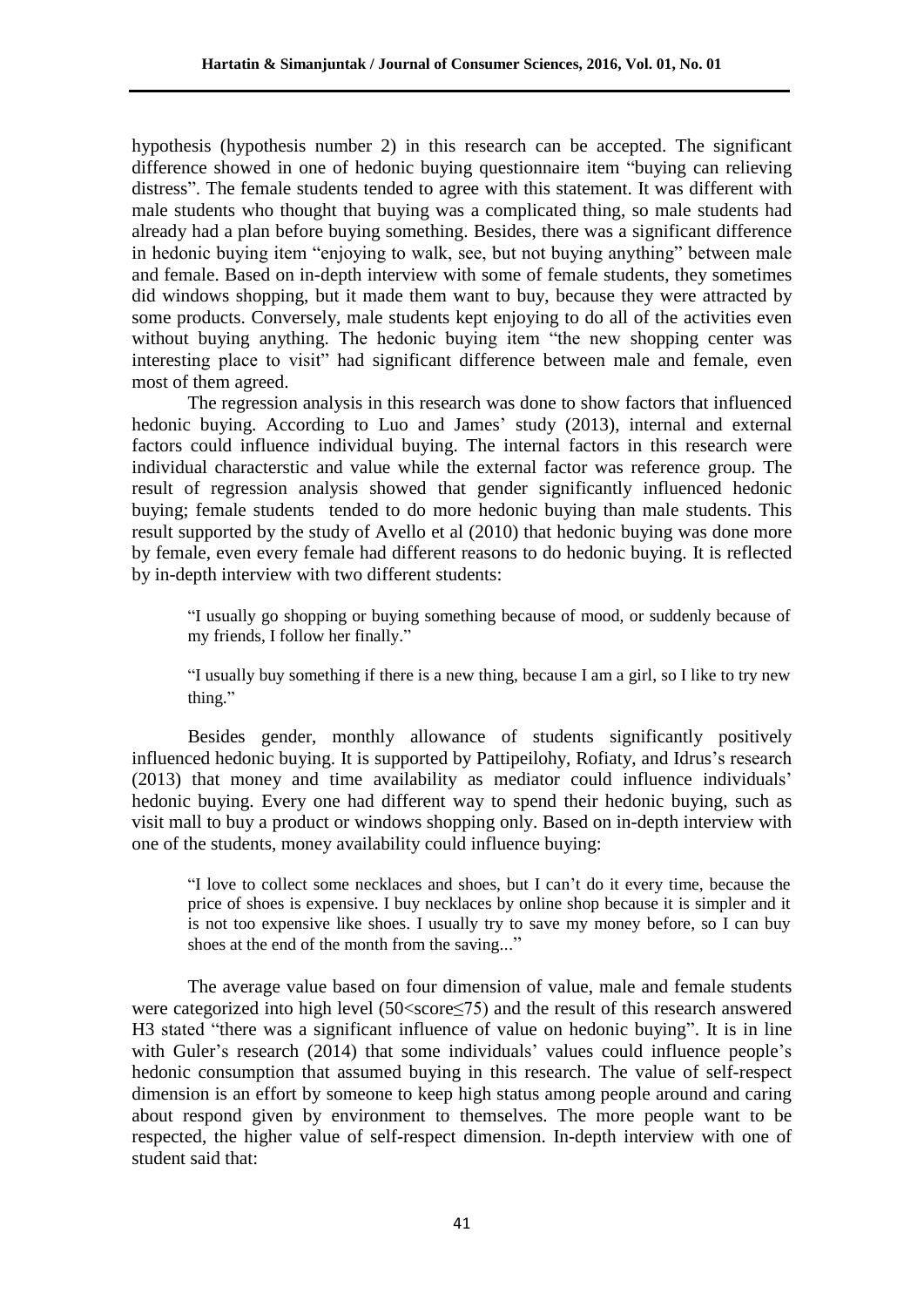hypothesis (hypothesis number 2) in this research can be accepted. The significant difference showed in one of hedonic buying questionnaire item "buying can relieving distress". The female students tended to agree with this statement. It was different with male students who thought that buying was a complicated thing, so male students had already had a plan before buying something. Besides, there was a significant difference in hedonic buying item "enjoying to walk, see, but not buying anything" between male and female. Based on in-depth interview with some of female students, they sometimes did windows shopping, but it made them want to buy, because they were attracted by some products. Conversely, male students kept enjoying to do all of the activities even without buying anything. The hedonic buying item "the new shopping center was interesting place to visit" had significant difference between male and female, even most of them agreed.

The regression analysis in this research was done to show factors that influenced hedonic buying. According to Luo and James' study (2013), internal and external factors could influence individual buying. The internal factors in this research were individual characterstic and value while the external factor was reference group. The result of regression analysis showed that gender significantly influenced hedonic buying; female students tended to do more hedonic buying than male students. This result supported by the study of Avello et al (2010) that hedonic buying was done more by female, even every female had different reasons to do hedonic buying. It is reflected by in-depth interview with two different students:

> "I usually go shopping or buying something because of mood, or suddenly because of my friends, I follow her finally."

> "I usually buy something if there is a new thing, because I am a girl, so I like to try new thing."

Besides gender, monthly allowance of students significantly positively influenced hedonic buying. It is supported by Pattipeilohy, Rofiaty, and Idrus's research (2013) that money and time availability as mediator could influence individuals' hedonic buying. Every one had different way to spend their hedonic buying, such as visit mall to buy a product or windows shopping only. Based on in-depth interview with one of the students, money availability could influence buying:

> "I love to collect some necklaces and shoes, but I can't do it every time, because the price of shoes is expensive. I buy necklaces by online shop because it is simpler and it is not too expensive like shoes. I usually try to save my money before, so I can buy shoes at the end of the month from the saving..."

The average value based on four dimension of value, male and female students were categorized into high level ($50<\text{score}\leq75$) and the result of this research answered H3 stated "there was a significant influence of value on hedonic buying". It is in line with Guler's research (2014) that some individuals' values could influence people's hedonic consumption that assumed buying in this research. The value of self-respect dimension is an effort by someone to keep high status among people around and caring about respond given by environment to themselves. The more people want to be respected, the higher value of self-respect dimension. In-depth interview with one of student said that: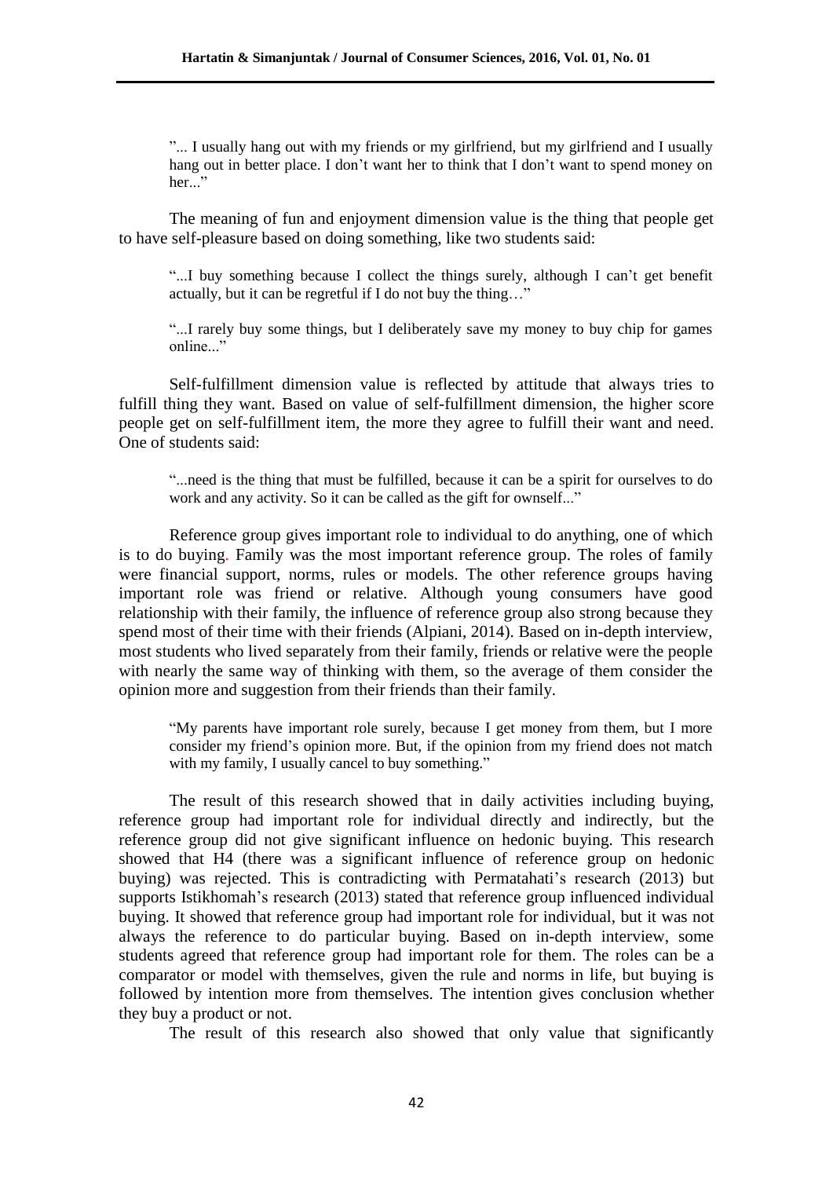> "... I usually hang out with my friends or my girlfriend, but my girlfriend and I usually hang out in better place. I don't want her to think that I don't want to spend money on her..."

The meaning of fun and enjoyment dimension value is the thing that people get to have self-pleasure based on doing something, like two students said:

> "...I buy something because I collect the things surely, although I can't get benefit actually, but it can be regretful if I do not buy the thing…"

> "...I rarely buy some things, but I deliberately save my money to buy chip for games online..."

Self-fulfillment dimension value is reflected by attitude that always tries to fulfill thing they want. Based on value of self-fulfillment dimension, the higher score people get on self-fulfillment item, the more they agree to fulfill their want and need. One of students said:

> "...need is the thing that must be fulfilled, because it can be a spirit for ourselves to do work and any activity. So it can be called as the gift for ownself..."

Reference group gives important role to individual to do anything, one of which is to do buying. Family was the most important reference group. The roles of family were financial support, norms, rules or models. The other reference groups having important role was friend or relative. Although young consumers have good relationship with their family, the influence of reference group also strong because they spend most of their time with their friends (Alpiani, 2014). Based on in-depth interview, most students who lived separately from their family, friends or relative were the people with nearly the same way of thinking with them, so the average of them consider the opinion more and suggestion from their friends than their family.

> "My parents have important role surely, because I get money from them, but I more consider my friend's opinion more. But, if the opinion from my friend does not match with my family, I usually cancel to buy something."

The result of this research showed that in daily activities including buying, reference group had important role for individual directly and indirectly, but the reference group did not give significant influence on hedonic buying. This research showed that H4 (there was a significant influence of reference group on hedonic buying) was rejected. This is contradicting with Permatahati's research (2013) but supports Istikhomah's research (2013) stated that reference group influenced individual buying. It showed that reference group had important role for individual, but it was not always the reference to do particular buying. Based on in-depth interview, some students agreed that reference group had important role for them. The roles can be a comparator or model with themselves, given the rule and norms in life, but buying is followed by intention more from themselves. The intention gives conclusion whether they buy a product or not.

The result of this research also showed that only value that significantly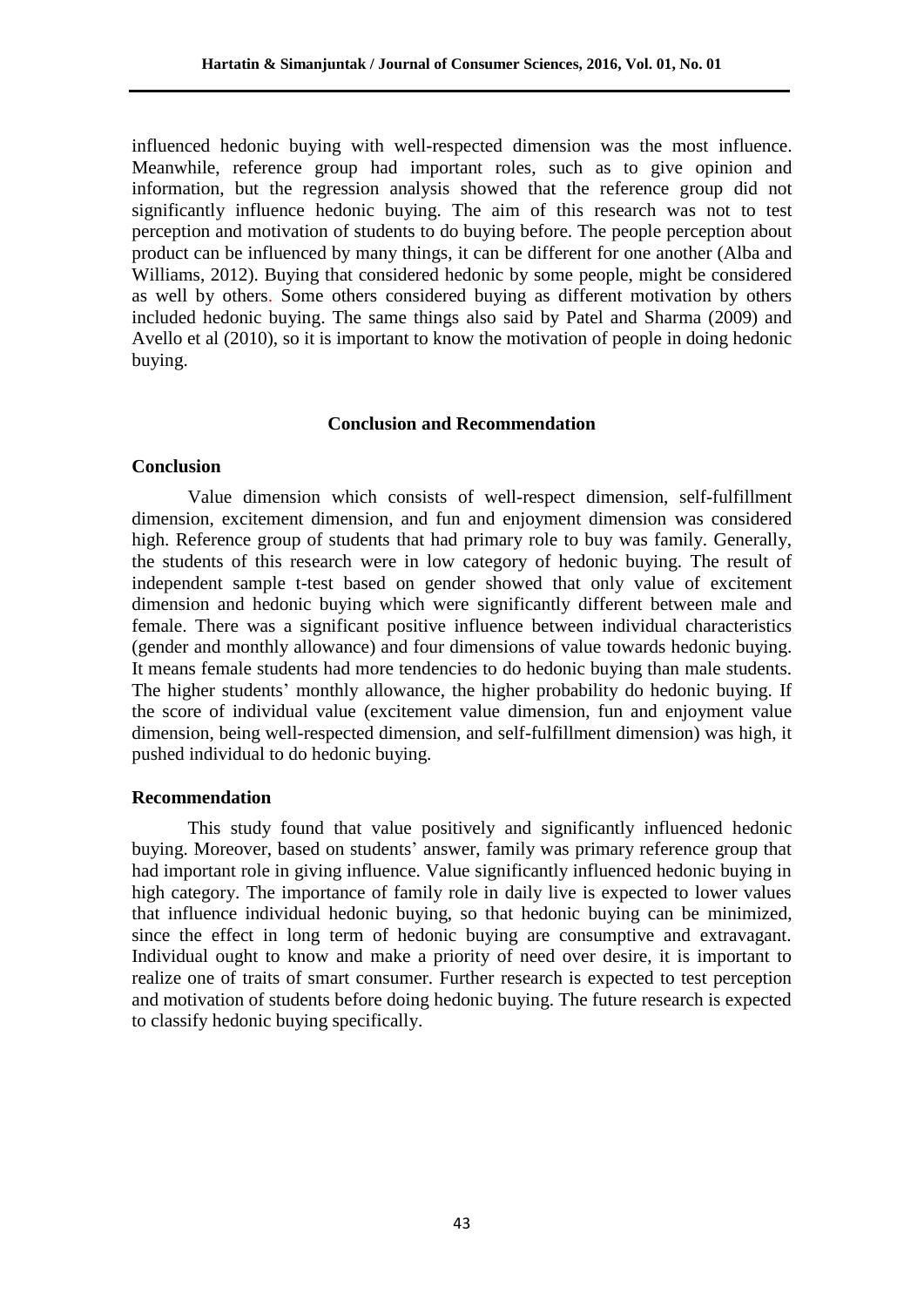influenced hedonic buying with well-respected dimension was the most influence. Meanwhile, reference group had important roles, such as to give opinion and information, but the regression analysis showed that the reference group did not significantly influence hedonic buying. The aim of this research was not to test perception and motivation of students to do buying before. The people perception about product can be influenced by many things, it can be different for one another (Alba and Williams, 2012). Buying that considered hedonic by some people, might be considered as well by others. Some others considered buying as different motivation by others included hedonic buying. The same things also said by Patel and Sharma (2009) and Avello et al (2010), so it is important to know the motivation of people in doing hedonic buying.

## Conclusion and Recommendation

### Conclusion

Value dimension which consists of well-respect dimension, self-fulfillment dimension, excitement dimension, and fun and enjoyment dimension was considered high. Reference group of students that had primary role to buy was family. Generally, the students of this research were in low category of hedonic buying. The result of independent sample t-test based on gender showed that only value of excitement dimension and hedonic buying which were significantly different between male and female. There was a significant positive influence between individual characteristics (gender and monthly allowance) and four dimensions of value towards hedonic buying. It means female students had more tendencies to do hedonic buying than male students. The higher students' monthly allowance, the higher probability do hedonic buying. If the score of individual value (excitement value dimension, fun and enjoyment value dimension, being well-respected dimension, and self-fulfillment dimension) was high, it pushed individual to do hedonic buying.

### Recommendation

This study found that value positively and significantly influenced hedonic buying. Moreover, based on students' answer, family was primary reference group that had important role in giving influence. Value significantly influenced hedonic buying in high category. The importance of family role in daily live is expected to lower values that influence individual hedonic buying, so that hedonic buying can be minimized, since the effect in long term of hedonic buying are consumptive and extravagant. Individual ought to know and make a priority of need over desire, it is important to realize one of traits of smart consumer. Further research is expected to test perception and motivation of students before doing hedonic buying. The future research is expected to classify hedonic buying specifically.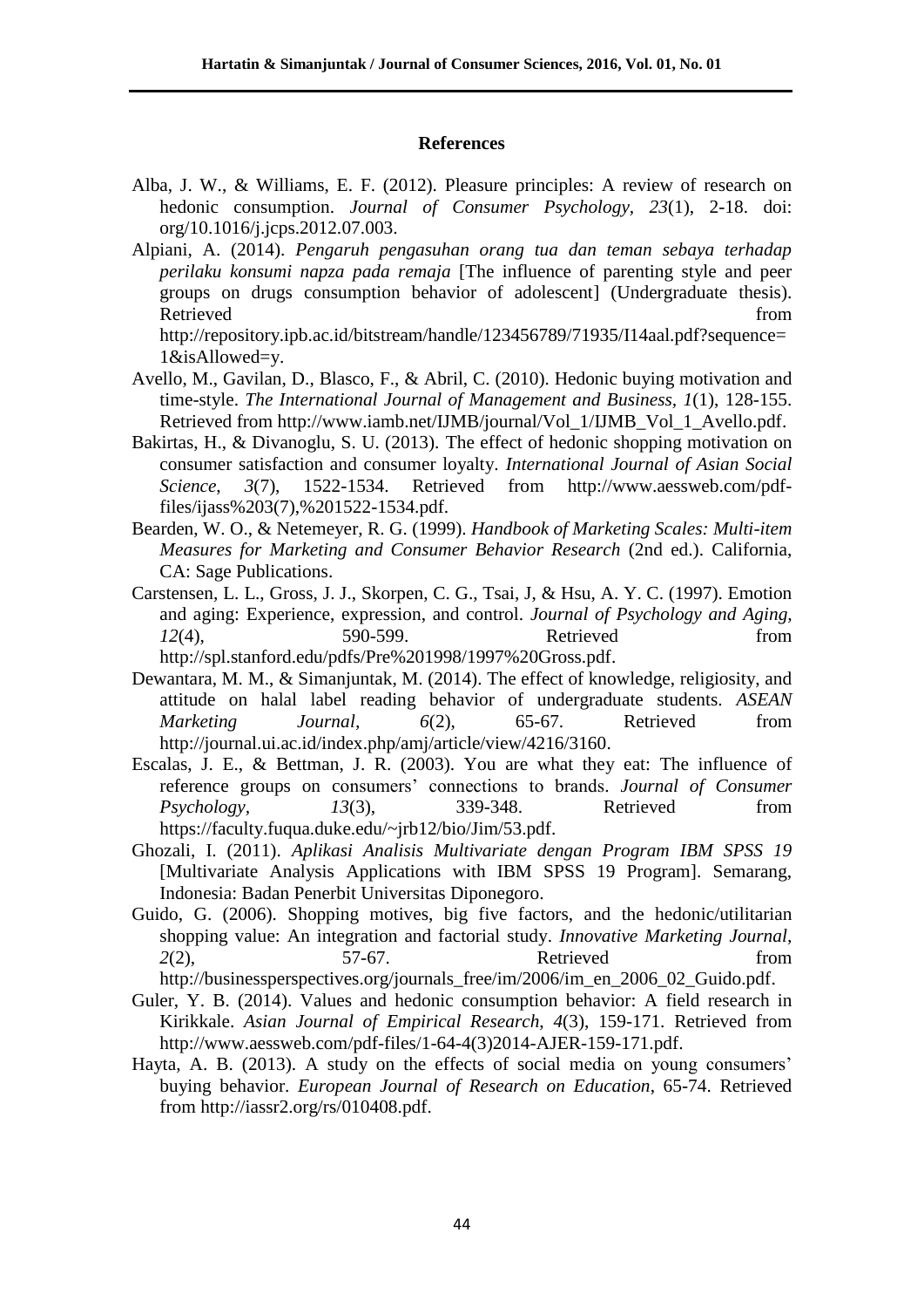## References

Alba, J. W., & Williams, E. F. (2012). Pleasure principles: A review of research on hedonic consumption. *Journal of Consumer Psychology, 23*(1), 2-18. doi: org/10.1016/j.jcps.2012.07.003.

Alpiani, A. (2014). *Pengaruh pengasuhan orang tua dan teman sebaya terhadap perilaku konsumi napza pada remaja* [The influence of parenting style and peer groups on drugs consumption behavior of adolescent] (Undergraduate thesis). Retrieved from http://repository.ipb.ac.id/bitstream/handle/123456789/71935/I14aal.pdf?sequence=1&isAllowed=y.

Avello, M., Gavilan, D., Blasco, F., & Abril, C. (2010). Hedonic buying motivation and time-style. *The International Journal of Management and Business, 1*(1), 128-155. Retrieved from http://www.iamb.net/IJMB/journal/Vol_1/IJMB_Vol_1_Avello.pdf.

Bakirtas, H., & Divanoglu, S. U. (2013). The effect of hedonic shopping motivation on consumer satisfaction and consumer loyalty. *International Journal of Asian Social Science, 3*(7), 1522-1534. Retrieved from http://www.aessweb.com/pdf-files/ijass%203(7),%201522-1534.pdf.

Bearden, W. O., & Netemeyer, R. G. (1999). *Handbook of Marketing Scales: Multi-item Measures for Marketing and Consumer Behavior Research* (2nd ed.). California, CA: Sage Publications.

Carstensen, L. L., Gross, J. J., Skorpen, C. G., Tsai, J, & Hsu, A. Y. C. (1997). Emotion and aging: Experience, expression, and control. *Journal of Psychology and Aging, 12*(4), 590-599. Retrieved from http://spl.stanford.edu/pdfs/Pre%201998/1997%20Gross.pdf.

Dewantara, M. M., & Simanjuntak, M. (2014). The effect of knowledge, religiosity, and attitude on halal label reading behavior of undergraduate students. *ASEAN Marketing Journal, 6*(2), 65-67. Retrieved from http://journal.ui.ac.id/index.php/amj/article/view/4216/3160.

Escalas, J. E., & Bettman, J. R. (2003). You are what they eat: The influence of reference groups on consumers' connections to brands. *Journal of Consumer Psychology, 13*(3), 339-348. Retrieved from https://faculty.fuqua.duke.edu/~jrb12/bio/Jim/53.pdf.

Ghozali, I. (2011). *Aplikasi Analisis Multivariate dengan Program IBM SPSS 19* [Multivariate Analysis Applications with IBM SPSS 19 Program]. Semarang, Indonesia: Badan Penerbit Universitas Diponegoro.

Guido, G. (2006). Shopping motives, big five factors, and the hedonic/utilitarian shopping value: An integration and factorial study. *Innovative Marketing Journal, 2*(2), 57-67. Retrieved from http://businessperspectives.org/journals_free/im/2006/im_en_2006_02_Guido.pdf.

Guler, Y. B. (2014). Values and hedonic consumption behavior: A field research in Kirikkale. *Asian Journal of Empirical Research, 4*(3), 159-171. Retrieved from http://www.aessweb.com/pdf-files/1-64-4(3)2014-AJER-159-171.pdf.

Hayta, A. B. (2013). A study on the effects of social media on young consumers' buying behavior. *European Journal of Research on Education*, 65-74. Retrieved from http://iassr2.org/rs/010408.pdf.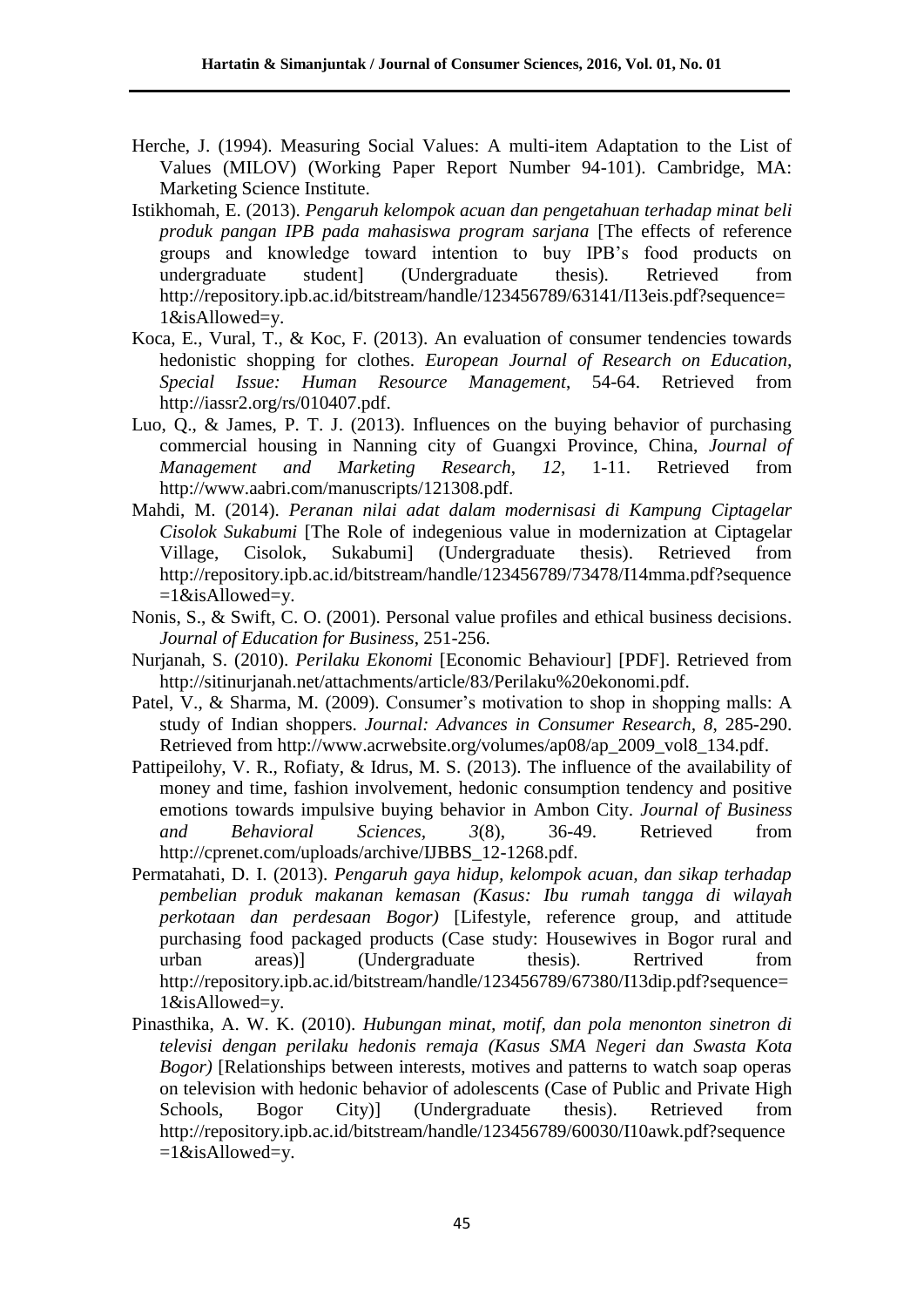Herche, J. (1994). Measuring Social Values: A multi-item Adaptation to the List of Values (MILOV) (Working Paper Report Number 94-101). Cambridge, MA: Marketing Science Institute.

Istikhomah, E. (2013). *Pengaruh kelompok acuan dan pengetahuan terhadap minat beli produk pangan IPB pada mahasiswa program sarjana* [The effects of reference groups and knowledge toward intention to buy IPB's food products on undergraduate student] (Undergraduate thesis). Retrieved from http://repository.ipb.ac.id/bitstream/handle/123456789/63141/I13eis.pdf?sequence=1&isAllowed=y.

Koca, E., Vural, T., & Koc, F. (2013). An evaluation of consumer tendencies towards hedonistic shopping for clothes. *European Journal of Research on Education, Special Issue: Human Resource Management*, 54-64. Retrieved from http://iassr2.org/rs/010407.pdf.

Luo, Q., & James, P. T. J. (2013). Influences on the buying behavior of purchasing commercial housing in Nanning city of Guangxi Province, China, *Journal of Management and Marketing Research*, *12*, 1-11. Retrieved from http://www.aabri.com/manuscripts/121308.pdf.

Mahdi, M. (2014). *Peranan nilai adat dalam modernisasi di Kampung Ciptagelar Cisolok Sukabumi* [The Role of indegenious value in modernization at Ciptagelar Village, Cisolok, Sukabumi] (Undergraduate thesis). Retrieved from http://repository.ipb.ac.id/bitstream/handle/123456789/73478/I14mma.pdf?sequence=1&isAllowed=y.

Nonis, S., & Swift, C. O. (2001). Personal value profiles and ethical business decisions. *Journal of Education for Business*, 251-256.

Nurjanah, S. (2010). *Perilaku Ekonomi* [Economic Behaviour] [PDF]. Retrieved from http://sitinurjanah.net/attachments/article/83/Perilaku%20ekonomi.pdf.

Patel, V., & Sharma, M. (2009). Consumer's motivation to shop in shopping malls: A study of Indian shoppers. *Journal: Advances in Consumer Research*, *8*, 285-290. Retrieved from http://www.acrwebsite.org/volumes/ap08/ap_2009_vol8_134.pdf.

Pattipeilohy, V. R., Rofiaty, & Idrus, M. S. (2013). The influence of the availability of money and time, fashion involvement, hedonic consumption tendency and positive emotions towards impulsive buying behavior in Ambon City. *Journal of Business and Behavioral Sciences*, *3*(8), 36-49. Retrieved from http://cprenet.com/uploads/archive/IJBBS_12-1268.pdf.

Permatahati, D. I. (2013). *Pengaruh gaya hidup, kelompok acuan, dan sikap terhadap pembelian produk makanan kemasan (Kasus: Ibu rumah tangga di wilayah perkotaan dan perdesaan Bogor)* [Lifestyle, reference group, and attitude purchasing food packaged products (Case study: Housewives in Bogor rural and urban areas)] (Undergraduate thesis). Rertrived from http://repository.ipb.ac.id/bitstream/handle/123456789/67380/I13dip.pdf?sequence=1&isAllowed=y.

Pinasthika, A. W. K. (2010). *Hubungan minat, motif, dan pola menonton sinetron di televisi dengan perilaku hedonis remaja (Kasus SMA Negeri dan Swasta Kota Bogor)* [Relationships between interests, motives and patterns to watch soap operas on television with hedonic behavior of adolescents (Case of Public and Private High Schools, Bogor City)] (Undergraduate thesis). Retrieved from http://repository.ipb.ac.id/bitstream/handle/123456789/60030/I10awk.pdf?sequence=1&isAllowed=y.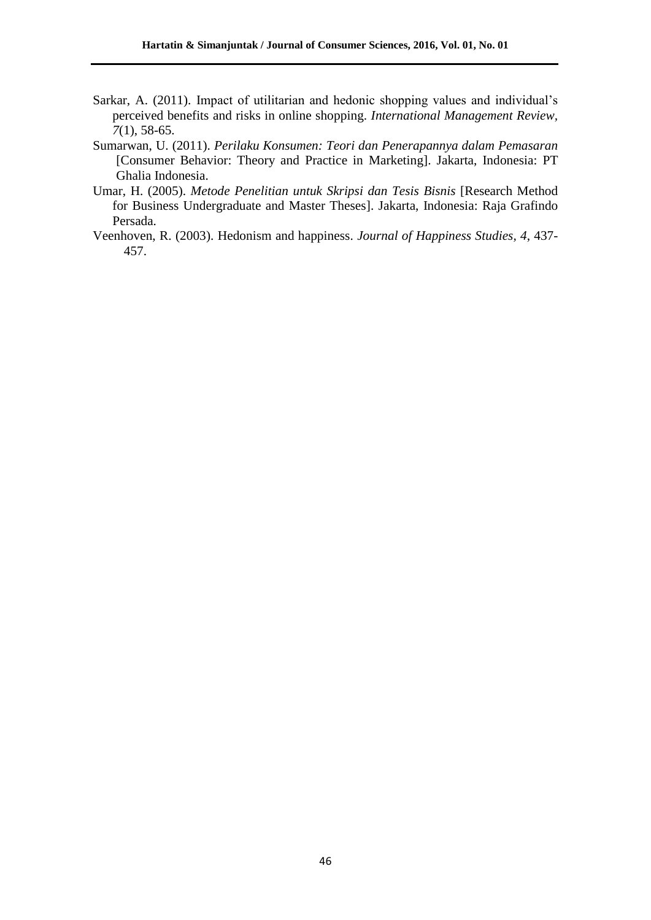Sarkar, A. (2011). Impact of utilitarian and hedonic shopping values and individual's perceived benefits and risks in online shopping. *International Management Review, 7*(1), 58-65.

Sumarwan, U. (2011). *Perilaku Konsumen: Teori dan Penerapannya dalam Pemasaran* [Consumer Behavior: Theory and Practice in Marketing]. Jakarta, Indonesia: PT Ghalia Indonesia.

Umar, H. (2005). *Metode Penelitian untuk Skripsi dan Tesis Bisnis* [Research Method for Business Undergraduate and Master Theses]. Jakarta, Indonesia: Raja Grafindo Persada.

Veenhoven, R. (2003). Hedonism and happiness. *Journal of Happiness Studies*, *4*, 437-457.